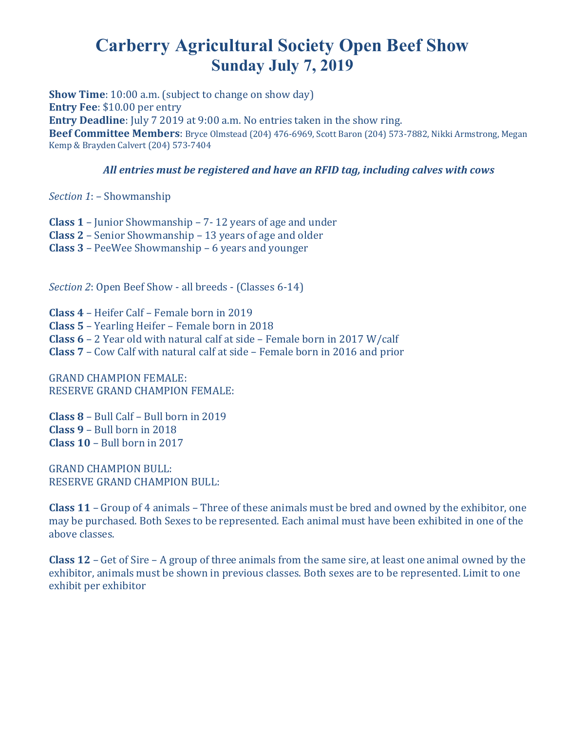# Carberry Agricultural Society Open Beef Show
## Sunday July 7, 2019

**Show Time**: 10:00 a.m. (subject to change on show day)
**Entry Fee**: $10.00 per entry
**Entry Deadline**: July 7 2019 at 9:00 a.m. No entries taken in the show ring.
**Beef Committee Members**: Bryce Olmstead (204) 476-6969, Scott Baron (204) 573-7882, Nikki Armstrong, Megan Kemp & Brayden Calvert (204) 573-7404

***All entries must be registered and have an RFID tag, including calves with cows***

*Section 1*: – Showmanship

**Class 1** – Junior Showmanship – 7- 12 years of age and under
**Class 2** – Senior Showmanship – 13 years of age and older
**Class 3** – PeeWee Showmanship – 6 years and younger

*Section 2*: Open Beef Show - all breeds - (Classes 6-14)

**Class 4** – Heifer Calf – Female born in 2019
**Class 5** – Yearling Heifer – Female born in 2018
**Class 6** – 2 Year old with natural calf at side – Female born in 2017 W/calf
**Class 7** – Cow Calf with natural calf at side – Female born in 2016 and prior

GRAND CHAMPION FEMALE:
RESERVE GRAND CHAMPION FEMALE:

**Class 8** – Bull Calf – Bull born in 2019
**Class 9** – Bull born in 2018
**Class 10** – Bull born in 2017

GRAND CHAMPION BULL:
RESERVE GRAND CHAMPION BULL:

**Class 11** – Group of 4 animals – Three of these animals must be bred and owned by the exhibitor, one may be purchased. Both Sexes to be represented. Each animal must have been exhibited in one of the above classes.

**Class 12** – Get of Sire – A group of three animals from the same sire, at least one animal owned by the exhibitor, animals must be shown in previous classes. Both sexes are to be represented. Limit to one exhibit per exhibitor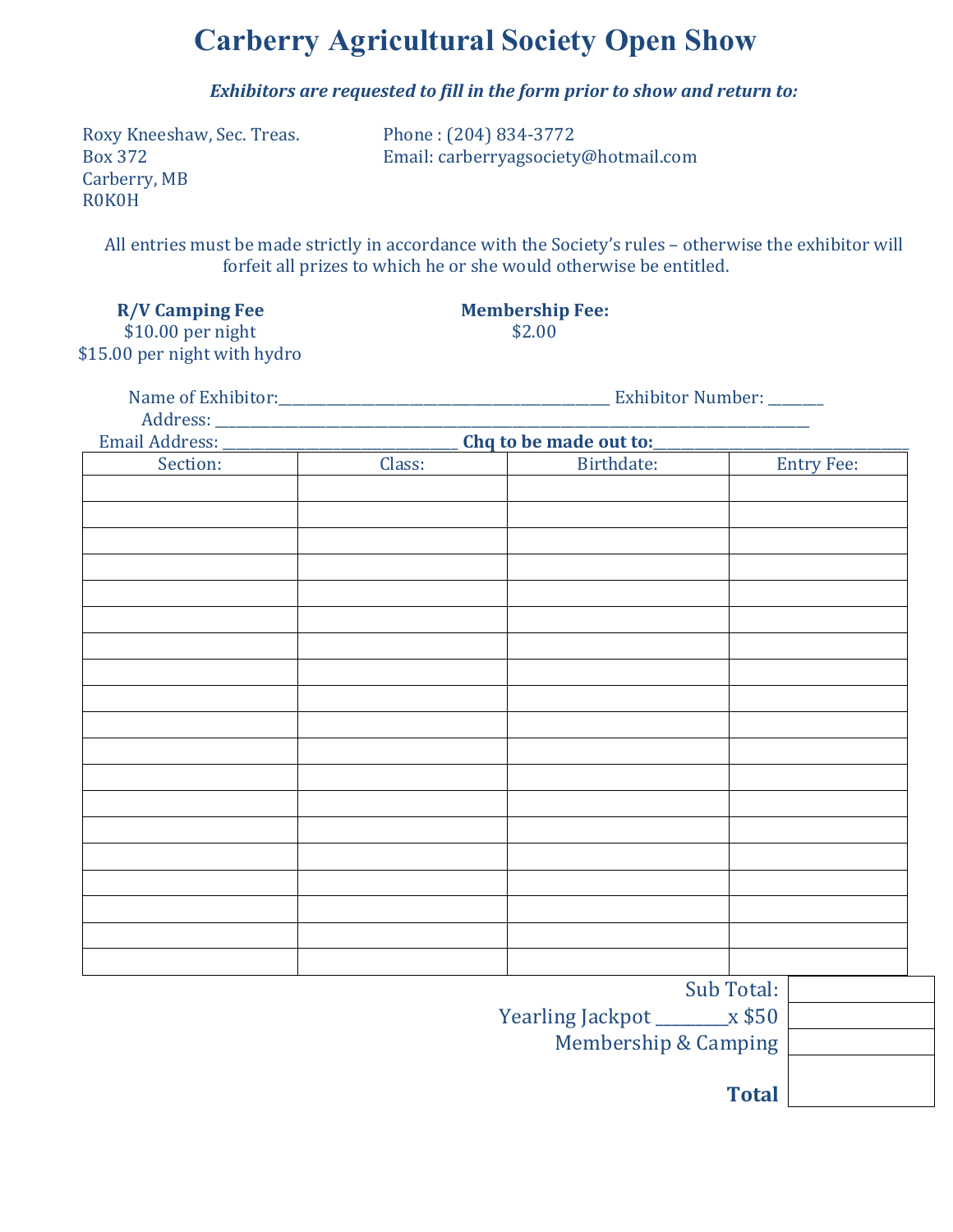# Carberry Agricultural Society Open Show

***Exhibitors are requested to fill in the form prior to show and return to:***

Roxy Kneeshaw, Sec. Treas.
Box 372
Carberry, MB
R0K0H

Phone : (204) 834-3772
Email: carberryagsociety@hotmail.com

All entries must be made strictly in accordance with the Society's rules – otherwise the exhibitor will forfeit all prizes to which he or she would otherwise be entitled.

**R/V Camping Fee**
$10.00 per night
$15.00 per night with hydro

**Membership Fee:**
$2.00

Name of Exhibitor:_______________________________________ Exhibitor Number: _______

Address: ____________________________________________________________________________

Email Address: ______________________________ **Chq to be made out to:**___________________________________

| Section: | Class: | Birthdate: | Entry Fee: |
|---|---|---|---|
| | | | |
| | | | |
| | | | |
| | | | |
| | | | |
| | | | |
| | | | |
| | | | |
| | | | |
| | | | |
| | | | |
| | | | |
| | | | |
| | | | |
| | | | |
| | | | |
| | | | |
| | | | |
| | | | |

| | |
|---|---|
| Sub Total: | |
| Yearling Jackpot ________x $50 | |
| Membership & Camping | |
| **Total** | |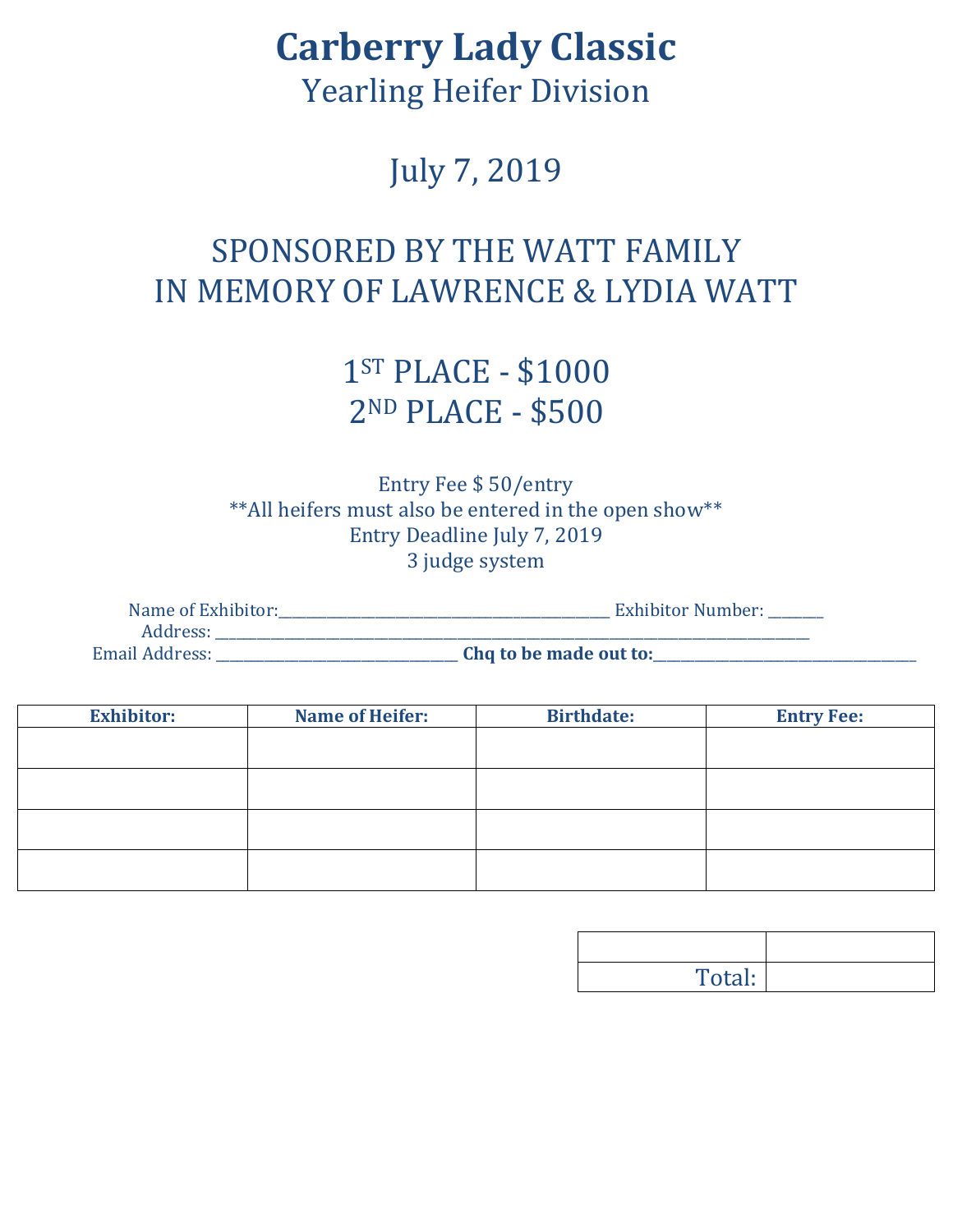# Carberry Lady Classic

## Yearling Heifer Division

## July 7, 2019

## SPONSORED BY THE WATT FAMILY
## IN MEMORY OF LAWRENCE & LYDIA WATT

## 1ST PLACE - $1000
## 2ND PLACE - $500

Entry Fee $ 50/entry
**All heifers must also be entered in the open show**
Entry Deadline July 7, 2019
3 judge system

Name of Exhibitor:_______________________________________________ Exhibitor Number: ________
Address: ______________________________________________________________________________________________
Email Address: ___________________________________ **Chq to be made out to:**_________________________________________

| Exhibitor: | Name of Heifer: | Birthdate: | Entry Fee: |
|---|---|---|---|
| | | | |
| | | | |
| | | | |
| | | | |

| | |
|---|---|
| | |
| Total: | |